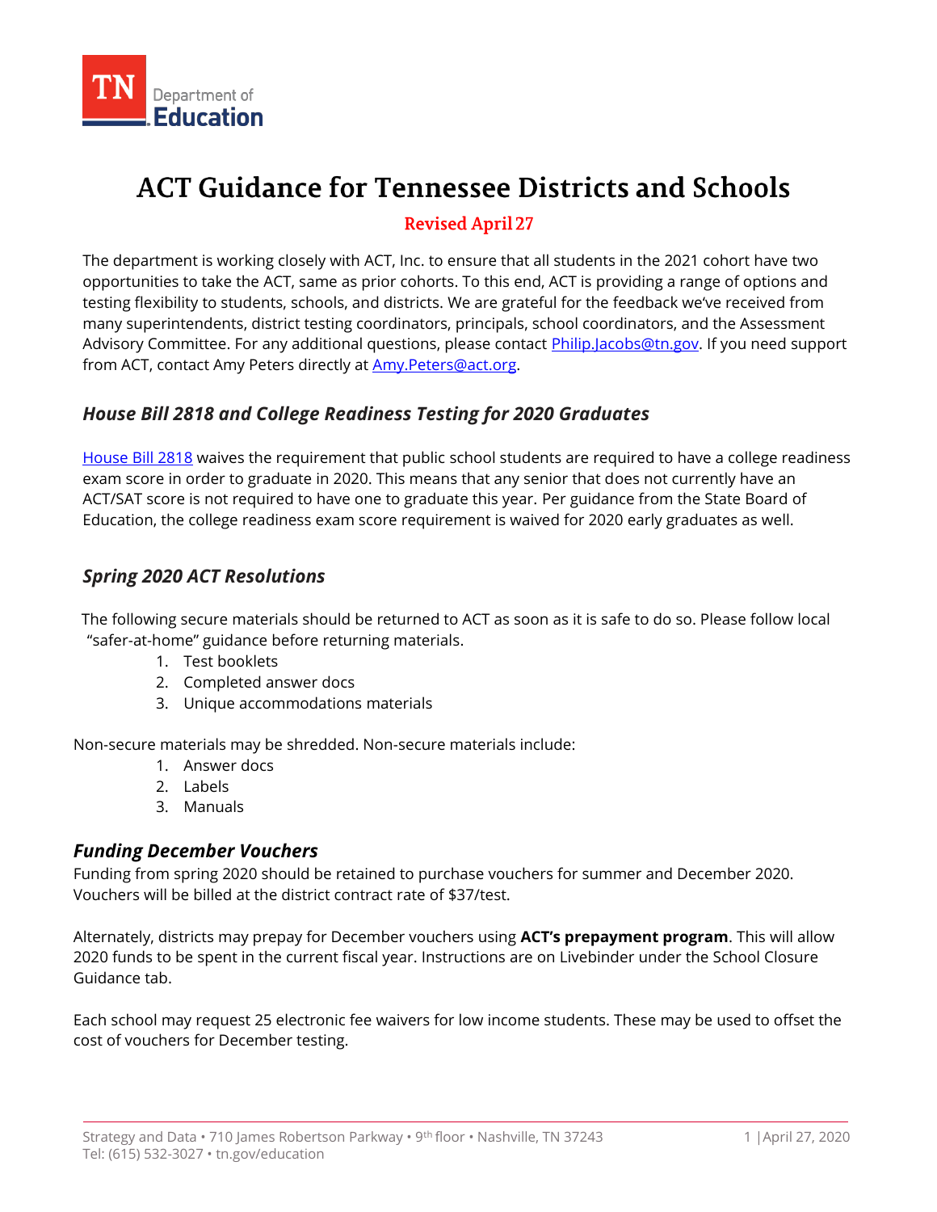TN Department of Education

# ACT Guidance for Tennessee Districts and Schools

**Revised April 27**

The department is working closely with ACT, Inc. to ensure that all students in the 2021 cohort have two opportunities to take the ACT, same as prior cohorts. To this end, ACT is providing a range of options and testing flexibility to students, schools, and districts. We are grateful for the feedback we've received from many superintendents, district testing coordinators, principals, school coordinators, and the Assessment Advisory Committee. For any additional questions, please contact [Philip.Jacobs@tn.gov](mailto:Philip.Jacobs@tn.gov). If you need support from ACT, contact Amy Peters directly at [Amy.Peters@act.org](mailto:Amy.Peters@act.org).

## *House Bill 2818 and College Readiness Testing for 2020 Graduates*

House Bill 2818 waives the requirement that public school students are required to have a college readiness exam score in order to graduate in 2020. This means that any senior that does not currently have an ACT/SAT score is not required to have one to graduate this year. Per guidance from the State Board of Education, the college readiness exam score requirement is waived for 2020 early graduates as well.

## *Spring 2020 ACT Resolutions*

The following secure materials should be returned to ACT as soon as it is safe to do so. Please follow local "safer-at-home" guidance before returning materials.

1. Test booklets
2. Completed answer docs
3. Unique accommodations materials

Non-secure materials may be shredded. Non-secure materials include:

1. Answer docs
2. Labels
3. Manuals

## *Funding December Vouchers*

Funding from spring 2020 should be retained to purchase vouchers for summer and December 2020. Vouchers will be billed at the district contract rate of $37/test.

Alternately, districts may prepay for December vouchers using **ACT's prepayment program**. This will allow 2020 funds to be spent in the current fiscal year. Instructions are on Livebinder under the School Closure Guidance tab.

Each school may request 25 electronic fee waivers for low income students. These may be used to offset the cost of vouchers for December testing.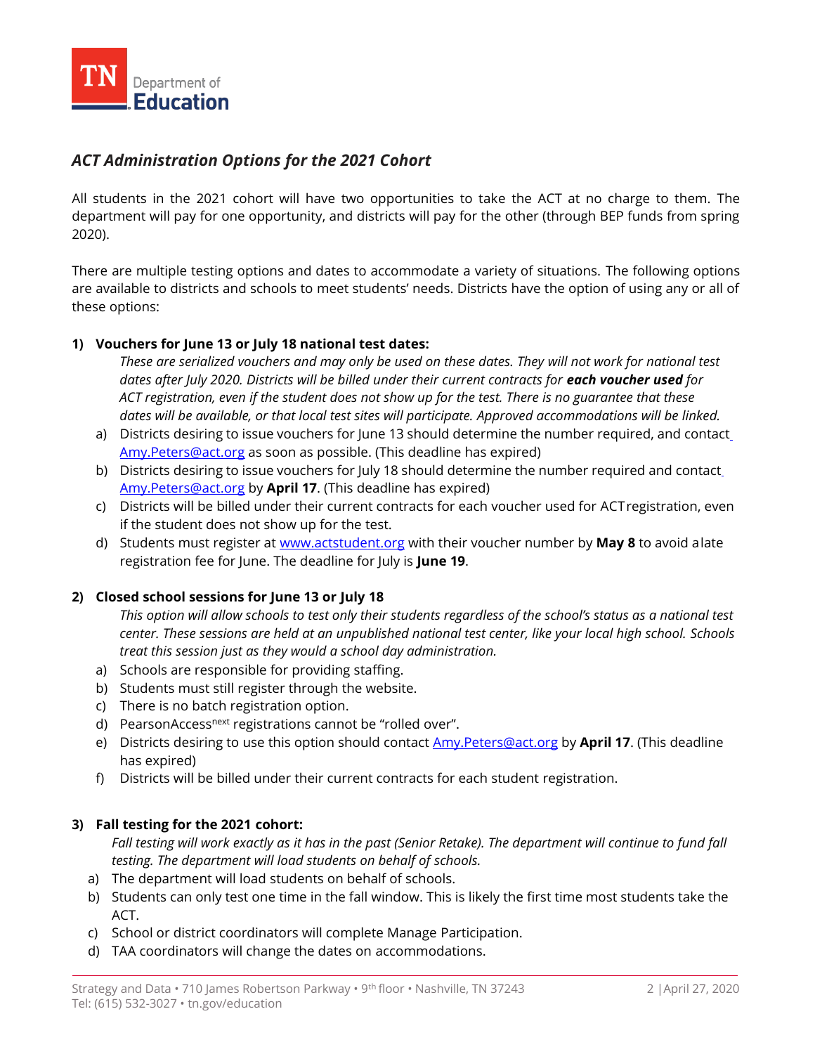## *ACT Administration Options for the 2021 Cohort*

All students in the 2021 cohort will have two opportunities to take the ACT at no charge to them. The department will pay for one opportunity, and districts will pay for the other (through BEP funds from spring 2020).

There are multiple testing options and dates to accommodate a variety of situations. The following options are available to districts and schools to meet students' needs. Districts have the option of using any or all of these options:

### 1) Vouchers for June 13 or July 18 national test dates:

*These are serialized vouchers and may only be used on these dates. They will not work for national test dates after July 2020. Districts will be billed under their current contracts for **each voucher used** for ACT registration, even if the student does not show up for the test. There is no guarantee that these dates will be available, or that local test sites will participate. Approved accommodations will be linked.*

a) Districts desiring to issue vouchers for June 13 should determine the number required, and contact Amy.Peters@act.org as soon as possible. (This deadline has expired)
b) Districts desiring to issue vouchers for July 18 should determine the number required and contact Amy.Peters@act.org by **April 17**. (This deadline has expired)
c) Districts will be billed under their current contracts for each voucher used for ACT registration, even if the student does not show up for the test.
d) Students must register at www.actstudent.org with their voucher number by **May 8** to avoid a late registration fee for June. The deadline for July is **June 19**.

### 2) Closed school sessions for June 13 or July 18

*This option will allow schools to test only their students regardless of the school's status as a national test center. These sessions are held at an unpublished national test center, like your local high school. Schools treat this session just as they would a school day administration.*

a) Schools are responsible for providing staffing.
b) Students must still register through the website.
c) There is no batch registration option.
d) PearsonAccess$^{next}$ registrations cannot be "rolled over".
e) Districts desiring to use this option should contact Amy.Peters@act.org by **April 17**. (This deadline has expired)
f) Districts will be billed under their current contracts for each student registration.

### 3) Fall testing for the 2021 cohort:

*Fall testing will work exactly as it has in the past (Senior Retake). The department will continue to fund fall testing. The department will load students on behalf of schools.*

a) The department will load students on behalf of schools.
b) Students can only test one time in the fall window. This is likely the first time most students take the ACT.
c) School or district coordinators will complete Manage Participation.
d) TAA coordinators will change the dates on accommodations.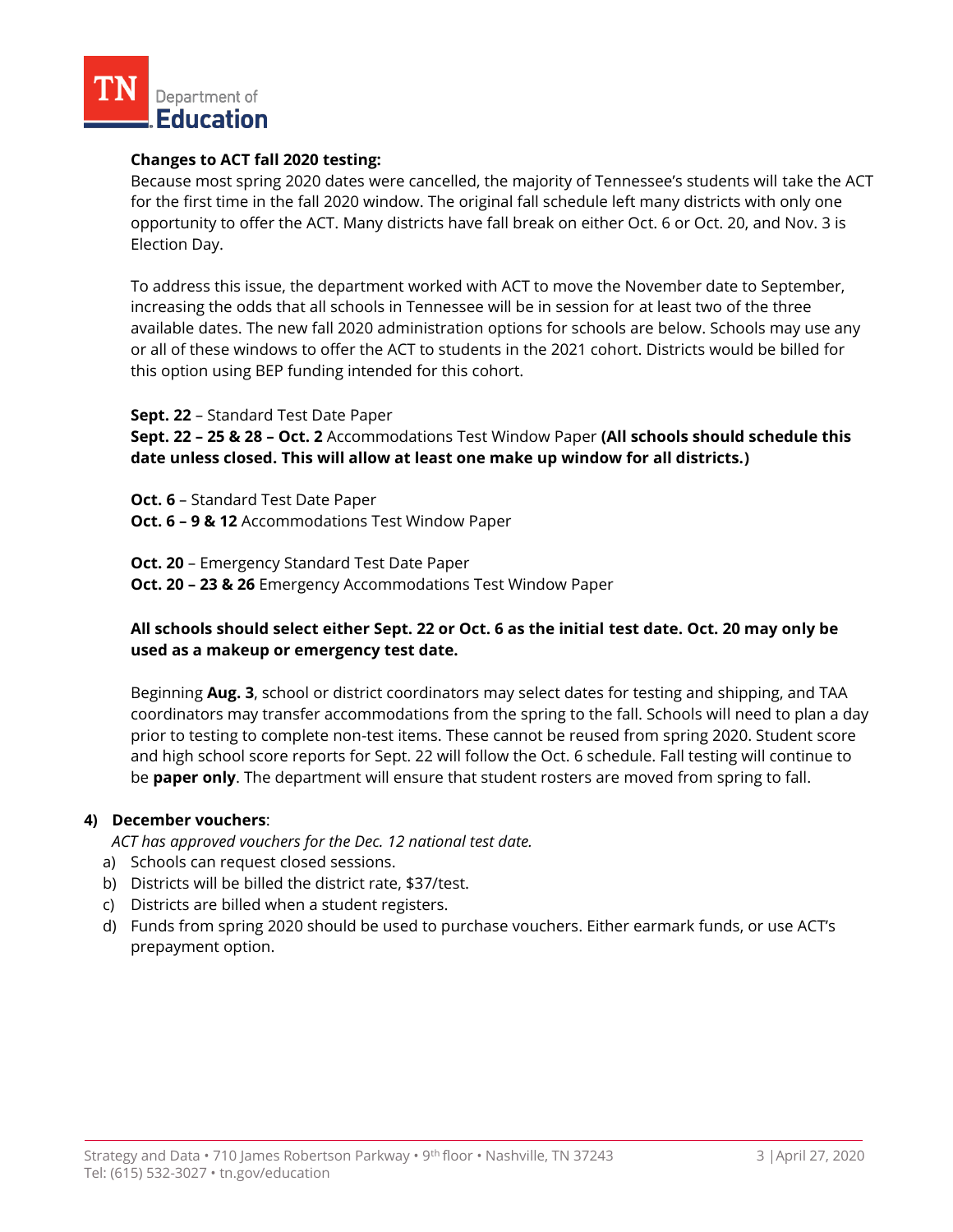**Changes to ACT fall 2020 testing:**

Because most spring 2020 dates were cancelled, the majority of Tennessee's students will take the ACT for the first time in the fall 2020 window. The original fall schedule left many districts with only one opportunity to offer the ACT. Many districts have fall break on either Oct. 6 or Oct. 20, and Nov. 3 is Election Day.

To address this issue, the department worked with ACT to move the November date to September, increasing the odds that all schools in Tennessee will be in session for at least two of the three available dates. The new fall 2020 administration options for schools are below. Schools may use any or all of these windows to offer the ACT to students in the 2021 cohort. Districts would be billed for this option using BEP funding intended for this cohort.

**Sept. 22** – Standard Test Date Paper
**Sept. 22 – 25 & 28 – Oct. 2** Accommodations Test Window Paper **(All schools should schedule this date unless closed. This will allow at least one make up window for all districts.)**

**Oct. 6** – Standard Test Date Paper
**Oct. 6 – 9 & 12** Accommodations Test Window Paper

**Oct. 20** – Emergency Standard Test Date Paper
**Oct. 20 – 23 & 26** Emergency Accommodations Test Window Paper

**All schools should select either Sept. 22 or Oct. 6 as the initial test date. Oct. 20 may only be used as a makeup or emergency test date.**

Beginning **Aug. 3**, school or district coordinators may select dates for testing and shipping, and TAA coordinators may transfer accommodations from the spring to the fall. Schools will need to plan a day prior to testing to complete non-test items. These cannot be reused from spring 2020. Student score and high school score reports for Sept. 22 will follow the Oct. 6 schedule. Fall testing will continue to be **paper only**. The department will ensure that student rosters are moved from spring to fall.

4) **December vouchers**:

*ACT has approved vouchers for the Dec. 12 national test date.*

a) Schools can request closed sessions.
b) Districts will be billed the district rate, $37/test.
c) Districts are billed when a student registers.
d) Funds from spring 2020 should be used to purchase vouchers. Either earmark funds, or use ACT's prepayment option.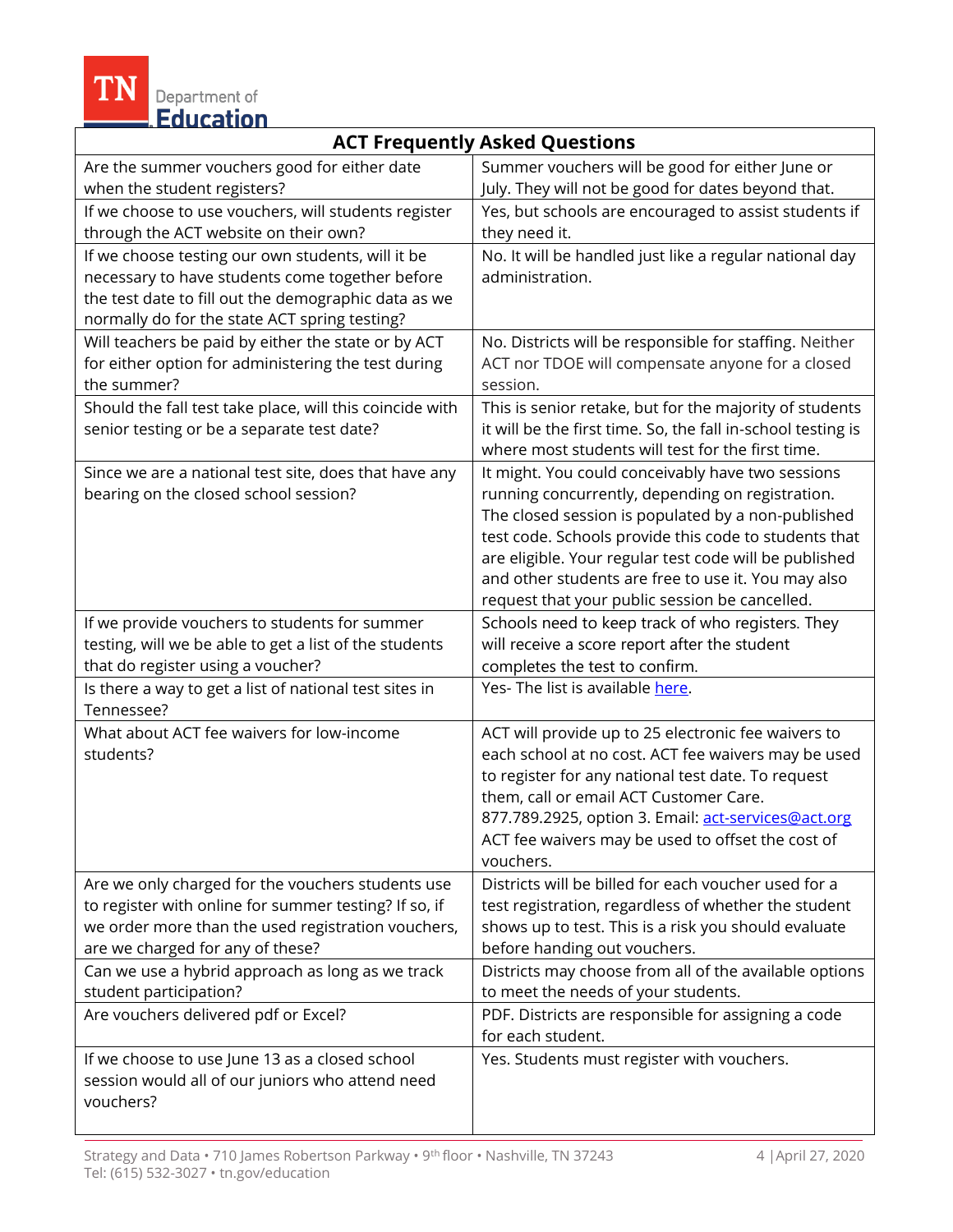| ACT Frequently Asked Questions | |
|---|---|
| Are the summer vouchers good for either date when the student registers? | Summer vouchers will be good for either June or July. They will not be good for dates beyond that. |
| If we choose to use vouchers, will students register through the ACT website on their own? | Yes, but schools are encouraged to assist students if they need it. |
| If we choose testing our own students, will it be necessary to have students come together before the test date to fill out the demographic data as we normally do for the state ACT spring testing? | No. It will be handled just like a regular national day administration. |
| Will teachers be paid by either the state or by ACT for either option for administering the test during the summer? | No. Districts will be responsible for staffing. Neither ACT nor TDOE will compensate anyone for a closed session. |
| Should the fall test take place, will this coincide with senior testing or be a separate test date? | This is senior retake, but for the majority of students it will be the first time. So, the fall in-school testing is where most students will test for the first time. |
| Since we are a national test site, does that have any bearing on the closed school session? | It might. You could conceivably have two sessions running concurrently, depending on registration. The closed session is populated by a non-published test code. Schools provide this code to students that are eligible. Your regular test code will be published and other students are free to use it. You may also request that your public session be cancelled. |
| If we provide vouchers to students for summer testing, will we be able to get a list of the students that do register using a voucher? | Schools need to keep track of who registers. They will receive a score report after the student completes the test to confirm. |
| Is there a way to get a list of national test sites in Tennessee? | Yes- The list is available here. |
| What about ACT fee waivers for low-income students? | ACT will provide up to 25 electronic fee waivers to each school at no cost. ACT fee waivers may be used to register for any national test date. To request them, call or email ACT Customer Care. 877.789.2925, option 3. Email: act-services@act.org ACT fee waivers may be used to offset the cost of vouchers. |
| Are we only charged for the vouchers students use to register with online for summer testing? If so, if we order more than the used registration vouchers, are we charged for any of these? | Districts will be billed for each voucher used for a test registration, regardless of whether the student shows up to test. This is a risk you should evaluate before handing out vouchers. |
| Can we use a hybrid approach as long as we track student participation? | Districts may choose from all of the available options to meet the needs of your students. |
| Are vouchers delivered pdf or Excel? | PDF. Districts are responsible for assigning a code for each student. |
| If we choose to use June 13 as a closed school session would all of our juniors who attend need vouchers? | Yes. Students must register with vouchers. |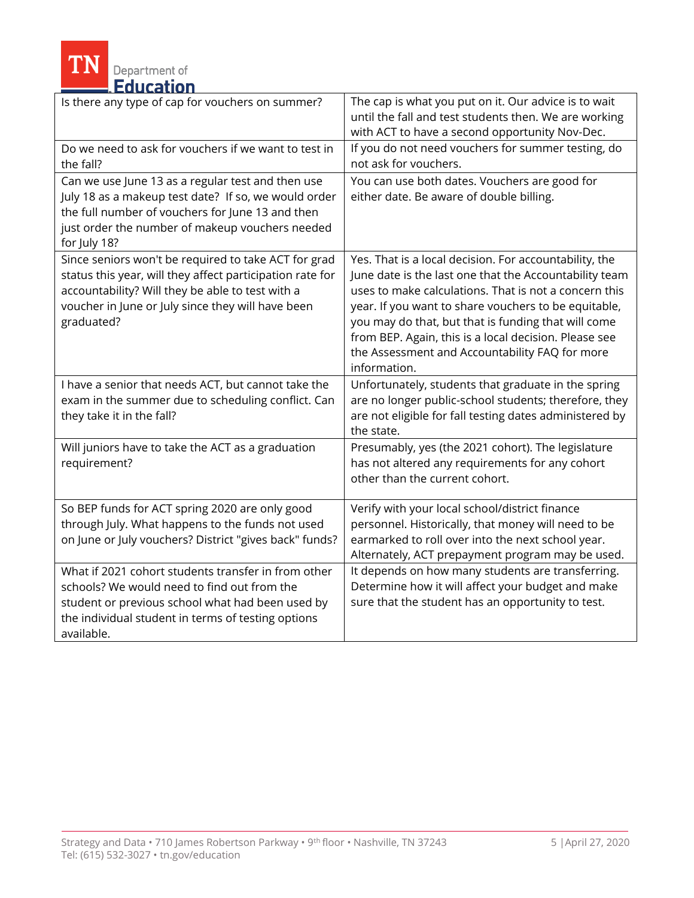| | |
|---|---|
| Is there any type of cap for vouchers on summer? | The cap is what you put on it. Our advice is to wait until the fall and test students then. We are working with ACT to have a second opportunity Nov-Dec. |
| Do we need to ask for vouchers if we want to test in the fall? | If you do not need vouchers for summer testing, do not ask for vouchers. |
| Can we use June 13 as a regular test and then use July 18 as a makeup test date? If so, we would order the full number of vouchers for June 13 and then just order the number of makeup vouchers needed for July 18? | You can use both dates. Vouchers are good for either date. Be aware of double billing. |
| Since seniors won't be required to take ACT for grad status this year, will they affect participation rate for accountability? Will they be able to test with a voucher in June or July since they will have been graduated? | Yes. That is a local decision. For accountability, the June date is the last one that the Accountability team uses to make calculations. That is not a concern this year. If you want to share vouchers to be equitable, you may do that, but that is funding that will come from BEP. Again, this is a local decision. Please see the Assessment and Accountability FAQ for more information. |
| I have a senior that needs ACT, but cannot take the exam in the summer due to scheduling conflict. Can they take it in the fall? | Unfortunately, students that graduate in the spring are no longer public-school students; therefore, they are not eligible for fall testing dates administered by the state. |
| Will juniors have to take the ACT as a graduation requirement? | Presumably, yes (the 2021 cohort). The legislature has not altered any requirements for any cohort other than the current cohort. |
| So BEP funds for ACT spring 2020 are only good through July. What happens to the funds not used on June or July vouchers? District "gives back" funds? | Verify with your local school/district finance personnel. Historically, that money will need to be earmarked to roll over into the next school year. Alternately, ACT prepayment program may be used. |
| What if 2021 cohort students transfer in from other schools? We would need to find out from the student or previous school what had been used by the individual student in terms of testing options available. | It depends on how many students are transferring. Determine how it will affect your budget and make sure that the student has an opportunity to test. |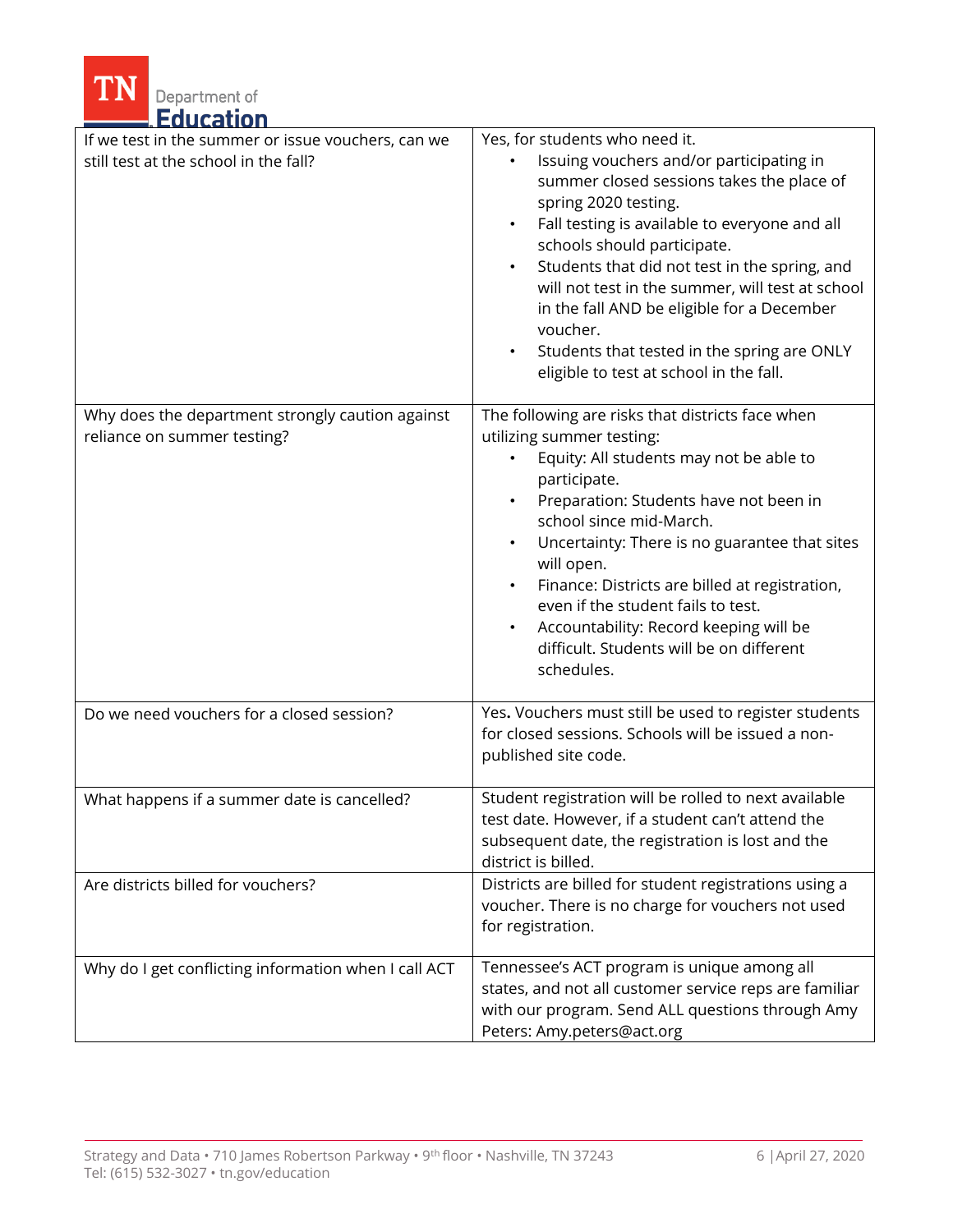| | |
|---|---|
| If we test in the summer or issue vouchers, can we still test at the school in the fall? | Yes, for students who need it.<br>• Issuing vouchers and/or participating in summer closed sessions takes the place of spring 2020 testing.<br>• Fall testing is available to everyone and all schools should participate.<br>• Students that did not test in the spring, and will not test in the summer, will test at school in the fall AND be eligible for a December voucher.<br>• Students that tested in the spring are ONLY eligible to test at school in the fall. |
| Why does the department strongly caution against reliance on summer testing? | The following are risks that districts face when utilizing summer testing:<br>• Equity: All students may not be able to participate.<br>• Preparation: Students have not been in school since mid-March.<br>• Uncertainty: There is no guarantee that sites will open.<br>• Finance: Districts are billed at registration, even if the student fails to test.<br>• Accountability: Record keeping will be difficult. Students will be on different schedules. |
| Do we need vouchers for a closed session? | Yes**.** Vouchers must still be used to register students for closed sessions. Schools will be issued a non-published site code. |
| What happens if a summer date is cancelled? | Student registration will be rolled to next available test date. However, if a student can't attend the subsequent date, the registration is lost and the district is billed. |
| Are districts billed for vouchers? | Districts are billed for student registrations using a voucher. There is no charge for vouchers not used for registration. |
| Why do I get conflicting information when I call ACT | Tennessee's ACT program is unique among all states, and not all customer service reps are familiar with our program. Send ALL questions through Amy Peters: Amy.peters@act.org |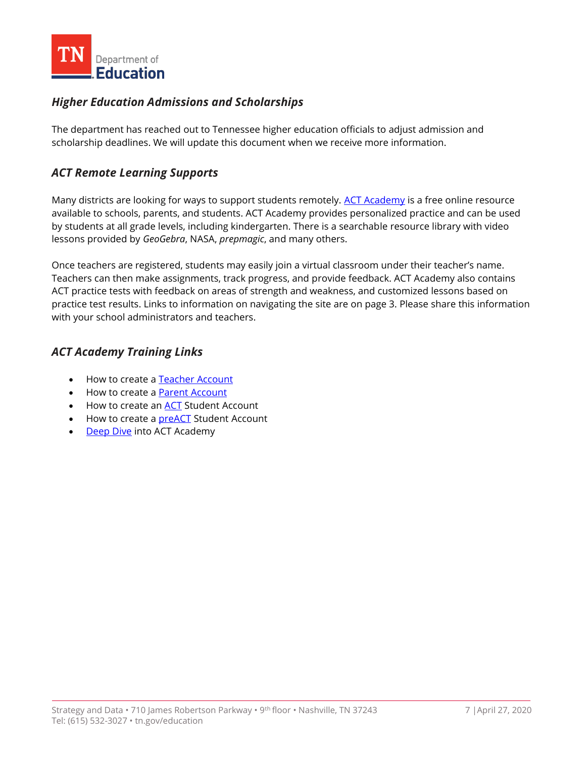### *Higher Education Admissions and Scholarships*

The department has reached out to Tennessee higher education officials to adjust admission and scholarship deadlines. We will update this document when we receive more information.

### *ACT Remote Learning Supports*

Many districts are looking for ways to support students remotely. ACT Academy is a free online resource available to schools, parents, and students. ACT Academy provides personalized practice and can be used by students at all grade levels, including kindergarten. There is a searchable resource library with video lessons provided by *GeoGebra*, NASA, *prepmagic*, and many others.

Once teachers are registered, students may easily join a virtual classroom under their teacher's name. Teachers can then make assignments, track progress, and provide feedback. ACT Academy also contains ACT practice tests with feedback on areas of strength and weakness, and customized lessons based on practice test results. Links to information on navigating the site are on page 3. Please share this information with your school administrators and teachers.

### *ACT Academy Training Links*

- How to create a Teacher Account
- How to create a Parent Account
- How to create an ACT Student Account
- How to create a preACT Student Account
- Deep Dive into ACT Academy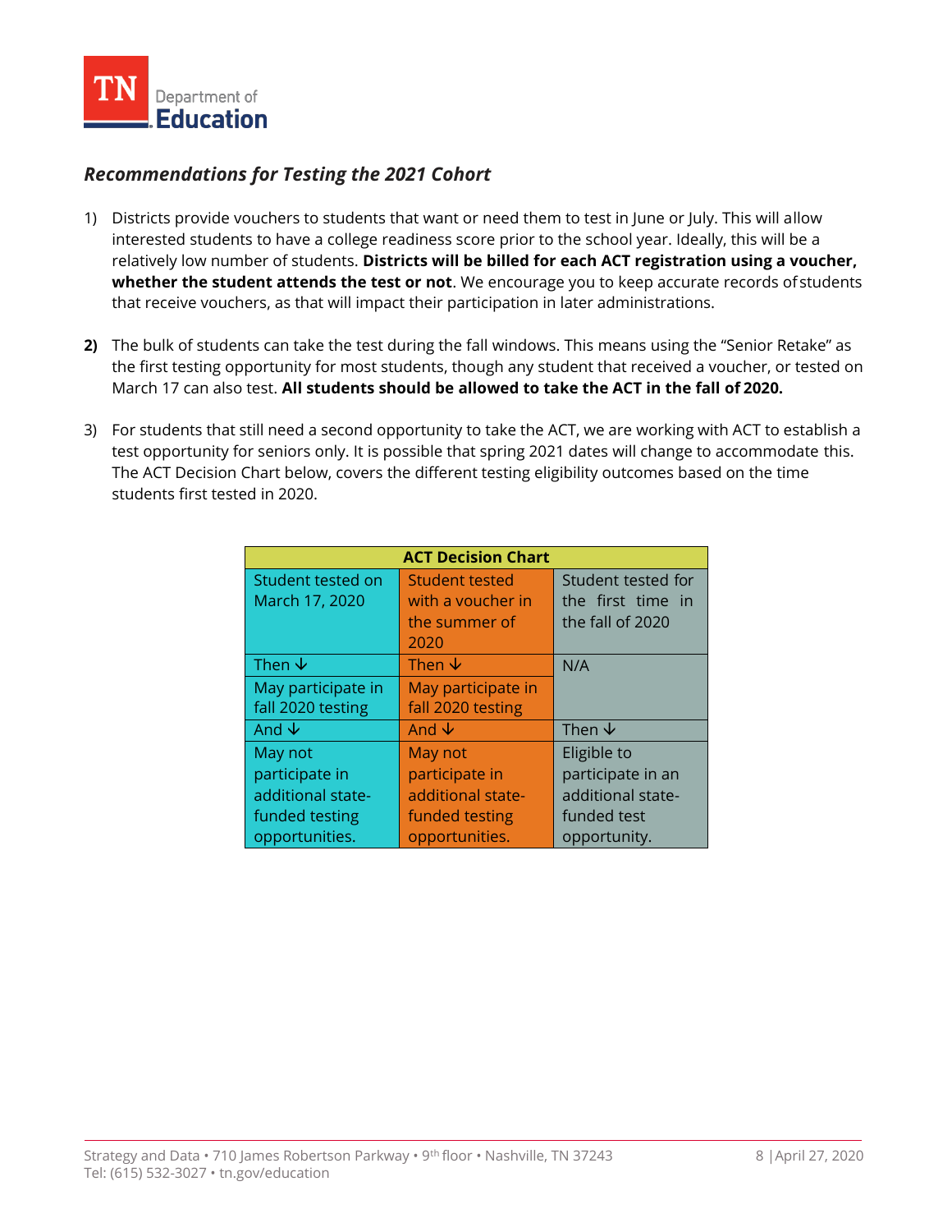*Recommendations for Testing the 2021 Cohort*

1) Districts provide vouchers to students that want or need them to test in June or July. This will allow interested students to have a college readiness score prior to the school year. Ideally, this will be a relatively low number of students. **Districts will be billed for each ACT registration using a voucher, whether the student attends the test or not**. We encourage you to keep accurate records of students that receive vouchers, as that will impact their participation in later administrations.

2) The bulk of students can take the test during the fall windows. This means using the "Senior Retake" as the first testing opportunity for most students, though any student that received a voucher, or tested on March 17 can also test. **All students should be allowed to take the ACT in the fall of 2020.**

3) For students that still need a second opportunity to take the ACT, we are working with ACT to establish a test opportunity for seniors only. It is possible that spring 2021 dates will change to accommodate this. The ACT Decision Chart below, covers the different testing eligibility outcomes based on the time students first tested in 2020.

| **ACT Decision Chart** | | |
|---|---|---|
| Student tested on March 17, 2020 | Student tested with a voucher in the summer of 2020 | Student tested for the first time in the fall of 2020 |
| Then ↓ | Then ↓ | N/A |
| May participate in fall 2020 testing | May participate in fall 2020 testing | |
| And ↓ | And ↓ | Then ↓ |
| May not participate in additional state-funded testing opportunities. | May not participate in additional state-funded testing opportunities. | Eligible to participate in an additional state-funded test opportunity. |